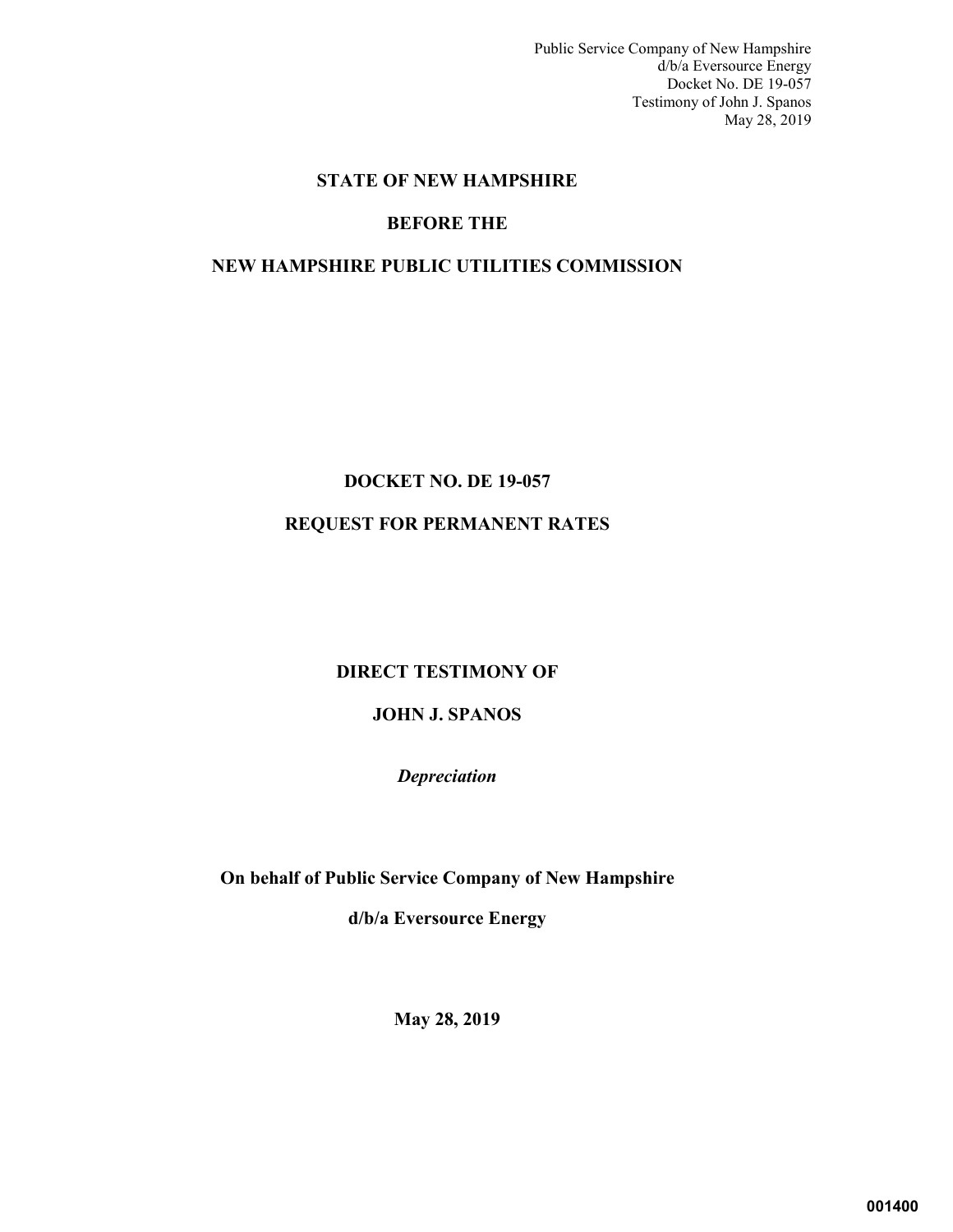# STATE OF NEW HAMPSHIRE

# BEFORE THE

# NEW HAMPSHIRE PUBLIC UTILITIES COMMISSION

## DOCKET NO. DE 19-057

## REQUEST FOR PERMANENT RATES

## DIRECT TESTIMONY OF

## JOHN J. SPANOS

***Depreciation***

**On behalf of Public Service Company of New Hampshire**

**d/b/a Eversource Energy**

**May 28, 2019**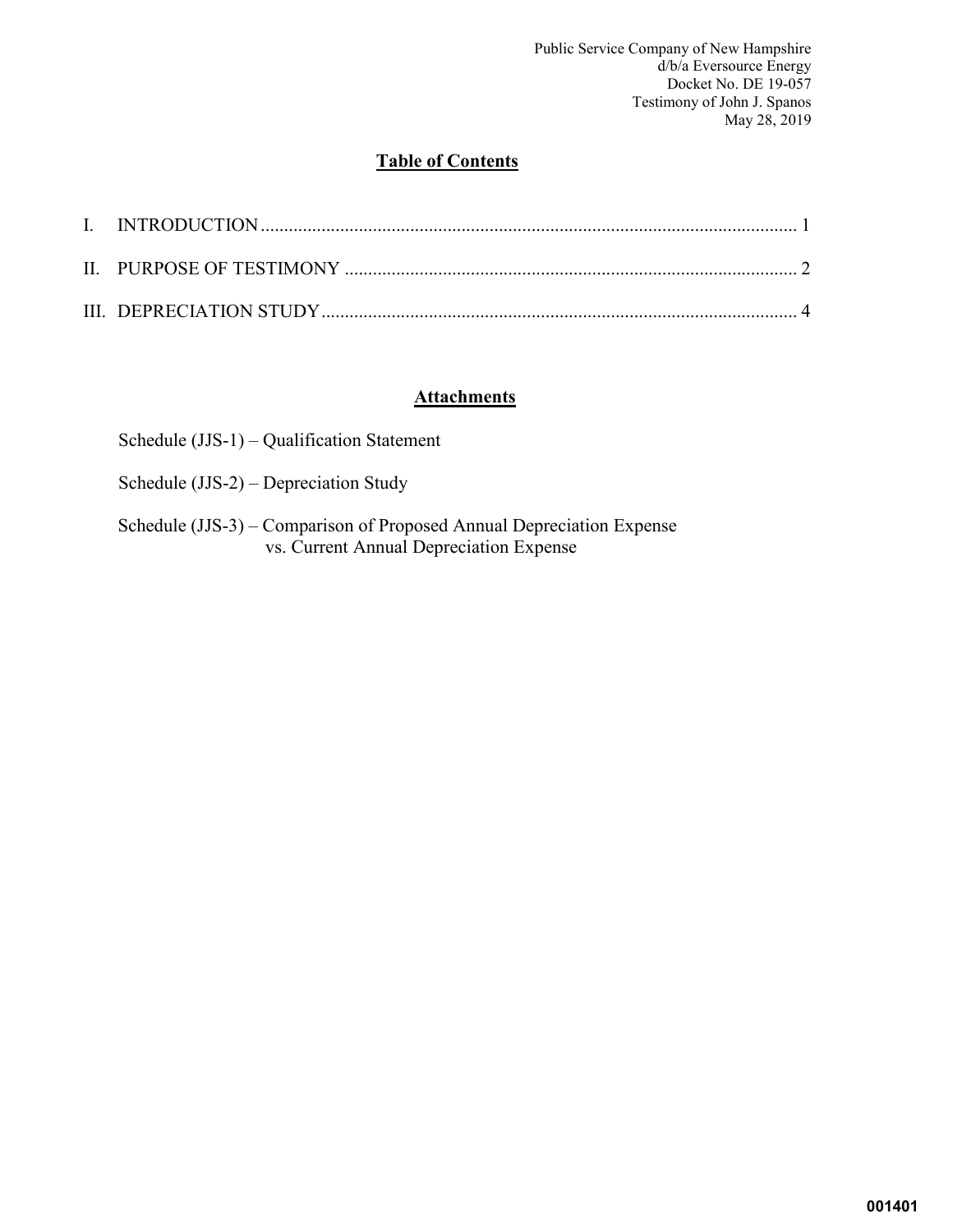## Table of Contents

I. INTRODUCTION .......... 1

II. PURPOSE OF TESTIMONY .......... 2

III. DEPRECIATION STUDY .......... 4

## Attachments

Schedule (JJS-1) – Qualification Statement

Schedule (JJS-2) – Depreciation Study

Schedule (JJS-3) – Comparison of Proposed Annual Depreciation Expense vs. Current Annual Depreciation Expense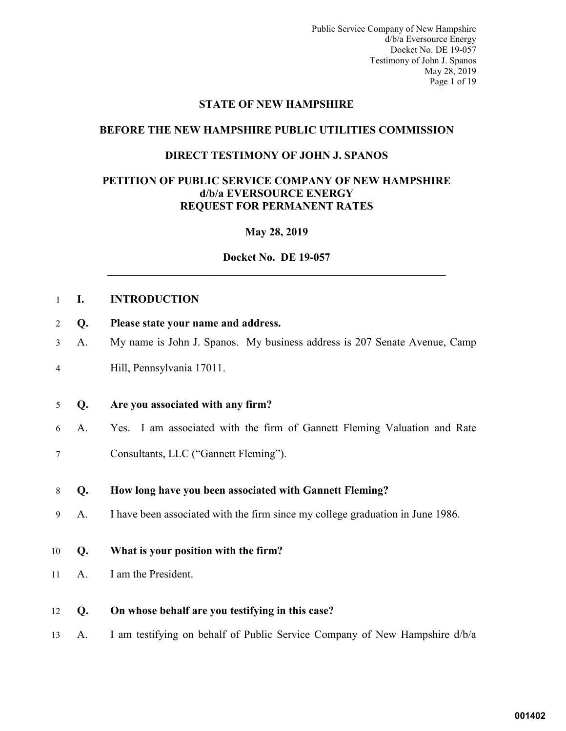# STATE OF NEW HAMPSHIRE

## BEFORE THE NEW HAMPSHIRE PUBLIC UTILITIES COMMISSION

## DIRECT TESTIMONY OF JOHN J. SPANOS

## PETITION OF PUBLIC SERVICE COMPANY OF NEW HAMPSHIRE d/b/a EVERSOURCE ENERGY REQUEST FOR PERMANENT RATES

**May 28, 2019**

**Docket No. DE 19-057**

---

**I. INTRODUCTION**

**Q. Please state your name and address.**

A. My name is John J. Spanos. My business address is 207 Senate Avenue, Camp Hill, Pennsylvania 17011.

**Q. Are you associated with any firm?**

A. Yes. I am associated with the firm of Gannett Fleming Valuation and Rate Consultants, LLC ("Gannett Fleming").

**Q. How long have you been associated with Gannett Fleming?**

A. I have been associated with the firm since my college graduation in June 1986.

**Q. What is your position with the firm?**

A. I am the President.

**Q. On whose behalf are you testifying in this case?**

A. I am testifying on behalf of Public Service Company of New Hampshire d/b/a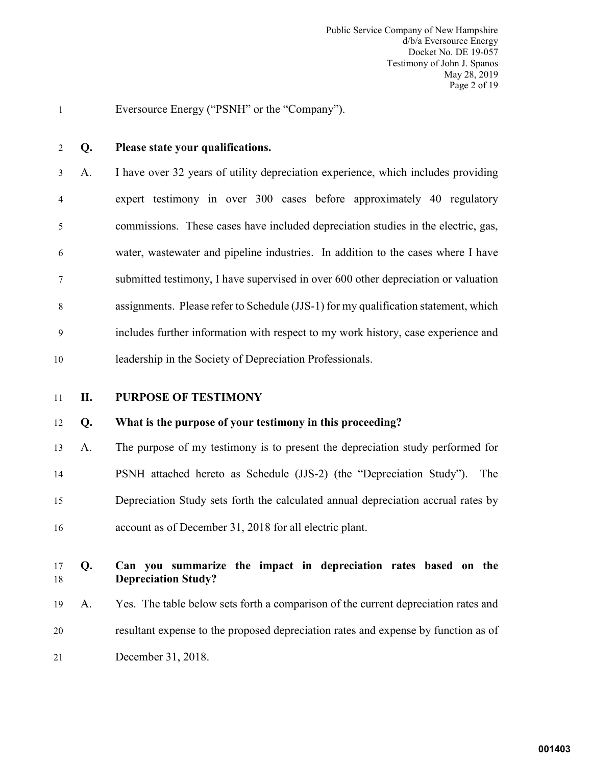Eversource Energy ("PSNH" or the "Company").

**Q. Please state your qualifications.**

A. I have over 32 years of utility depreciation experience, which includes providing expert testimony in over 300 cases before approximately 40 regulatory commissions. These cases have included depreciation studies in the electric, gas, water, wastewater and pipeline industries. In addition to the cases where I have submitted testimony, I have supervised in over 600 other depreciation or valuation assignments. Please refer to Schedule (JJS-1) for my qualification statement, which includes further information with respect to my work history, case experience and leadership in the Society of Depreciation Professionals.

## II. PURPOSE OF TESTIMONY

**Q. What is the purpose of your testimony in this proceeding?**

A. The purpose of my testimony is to present the depreciation study performed for PSNH attached hereto as Schedule (JJS-2) (the "Depreciation Study"). The Depreciation Study sets forth the calculated annual depreciation accrual rates by account as of December 31, 2018 for all electric plant.

**Q. Can you summarize the impact in depreciation rates based on the Depreciation Study?**

A. Yes. The table below sets forth a comparison of the current depreciation rates and resultant expense to the proposed depreciation rates and expense by function as of December 31, 2018.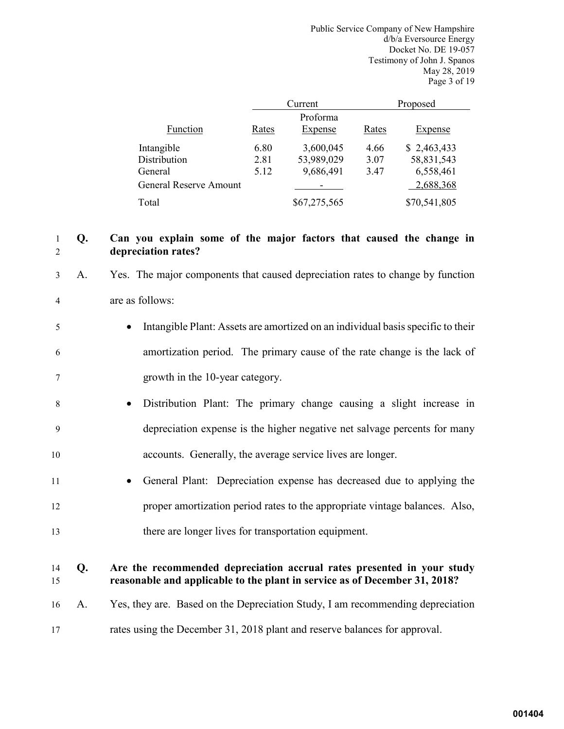| Function | Current | | Proposed | |
|---|---|---|---|---|
| | Rates | Proforma Expense | Rates | Expense |
| Intangible | 6.80 | 3,600,045 | 4.66 | $ 2,463,433 |
| Distribution | 2.81 | 53,989,029 | 3.07 | 58,831,543 |
| General | 5.12 | 9,686,491 | 3.47 | 6,558,461 |
| General Reserve Amount | | - | | 2,688,368 |
| Total | | $67,275,565 | | $70,541,805 |

**Q. Can you explain some of the major factors that caused the change in depreciation rates?**

A. Yes. The major components that caused depreciation rates to change by function are as follows:

- Intangible Plant: Assets are amortized on an individual basis specific to their amortization period. The primary cause of the rate change is the lack of growth in the 10-year category.
- Distribution Plant: The primary change causing a slight increase in depreciation expense is the higher negative net salvage percents for many accounts. Generally, the average service lives are longer.
- General Plant: Depreciation expense has decreased due to applying the proper amortization period rates to the appropriate vintage balances. Also, there are longer lives for transportation equipment.

**Q. Are the recommended depreciation accrual rates presented in your study reasonable and applicable to the plant in service as of December 31, 2018?**

A. Yes, they are. Based on the Depreciation Study, I am recommending depreciation rates using the December 31, 2018 plant and reserve balances for approval.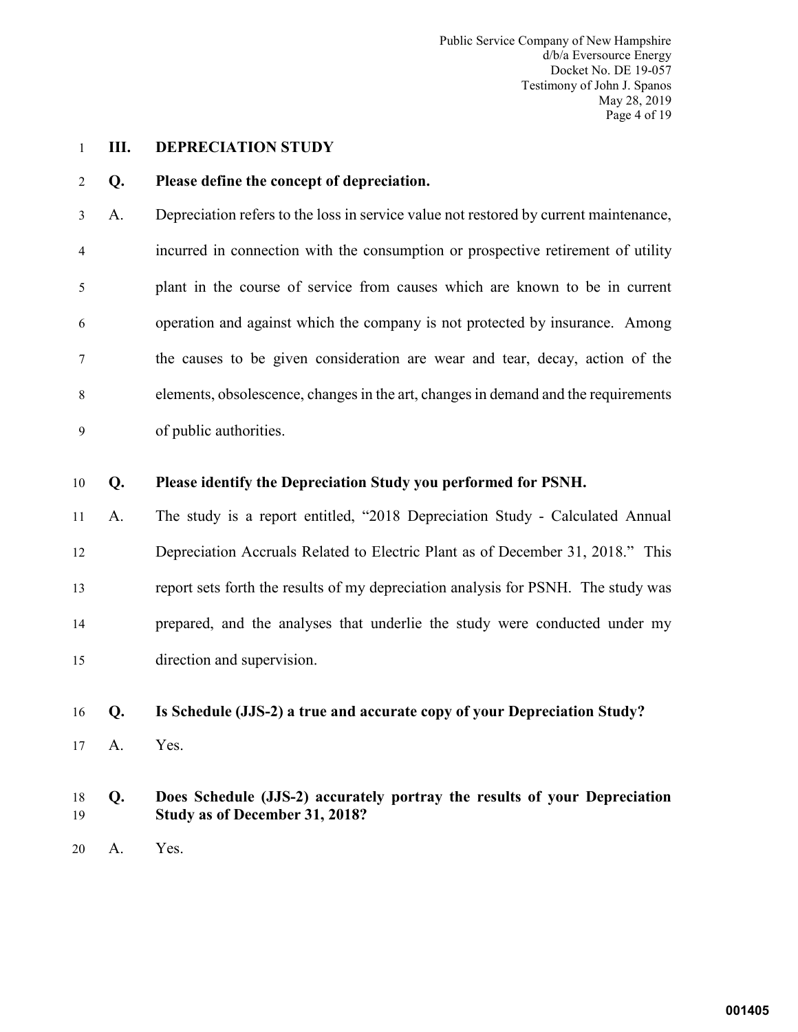## III. DEPRECIATION STUDY

**Q. Please define the concept of depreciation.**

A. Depreciation refers to the loss in service value not restored by current maintenance, incurred in connection with the consumption or prospective retirement of utility plant in the course of service from causes which are known to be in current operation and against which the company is not protected by insurance. Among the causes to be given consideration are wear and tear, decay, action of the elements, obsolescence, changes in the art, changes in demand and the requirements of public authorities.

**Q. Please identify the Depreciation Study you performed for PSNH.**

A. The study is a report entitled, "2018 Depreciation Study - Calculated Annual Depreciation Accruals Related to Electric Plant as of December 31, 2018." This report sets forth the results of my depreciation analysis for PSNH. The study was prepared, and the analyses that underlie the study were conducted under my direction and supervision.

**Q. Is Schedule (JJS-2) a true and accurate copy of your Depreciation Study?**

A. Yes.

**Q. Does Schedule (JJS-2) accurately portray the results of your Depreciation Study as of December 31, 2018?**

A. Yes.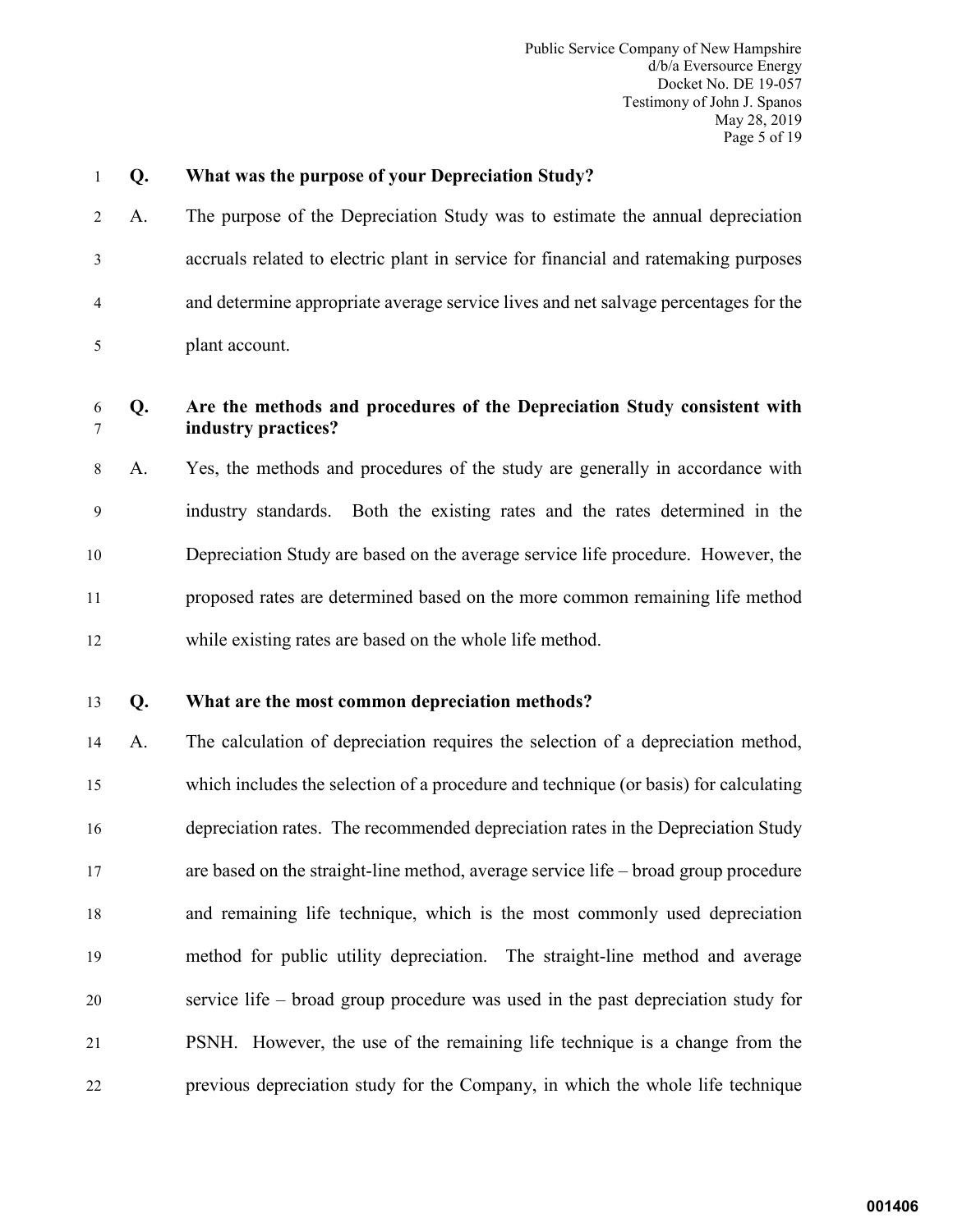**Q. What was the purpose of your Depreciation Study?**

A. The purpose of the Depreciation Study was to estimate the annual depreciation accruals related to electric plant in service for financial and ratemaking purposes and determine appropriate average service lives and net salvage percentages for the plant account.

**Q. Are the methods and procedures of the Depreciation Study consistent with industry practices?**

A. Yes, the methods and procedures of the study are generally in accordance with industry standards. Both the existing rates and the rates determined in the Depreciation Study are based on the average service life procedure. However, the proposed rates are determined based on the more common remaining life method while existing rates are based on the whole life method.

**Q. What are the most common depreciation methods?**

A. The calculation of depreciation requires the selection of a depreciation method, which includes the selection of a procedure and technique (or basis) for calculating depreciation rates. The recommended depreciation rates in the Depreciation Study are based on the straight-line method, average service life – broad group procedure and remaining life technique, which is the most commonly used depreciation method for public utility depreciation. The straight-line method and average service life – broad group procedure was used in the past depreciation study for PSNH. However, the use of the remaining life technique is a change from the previous depreciation study for the Company, in which the whole life technique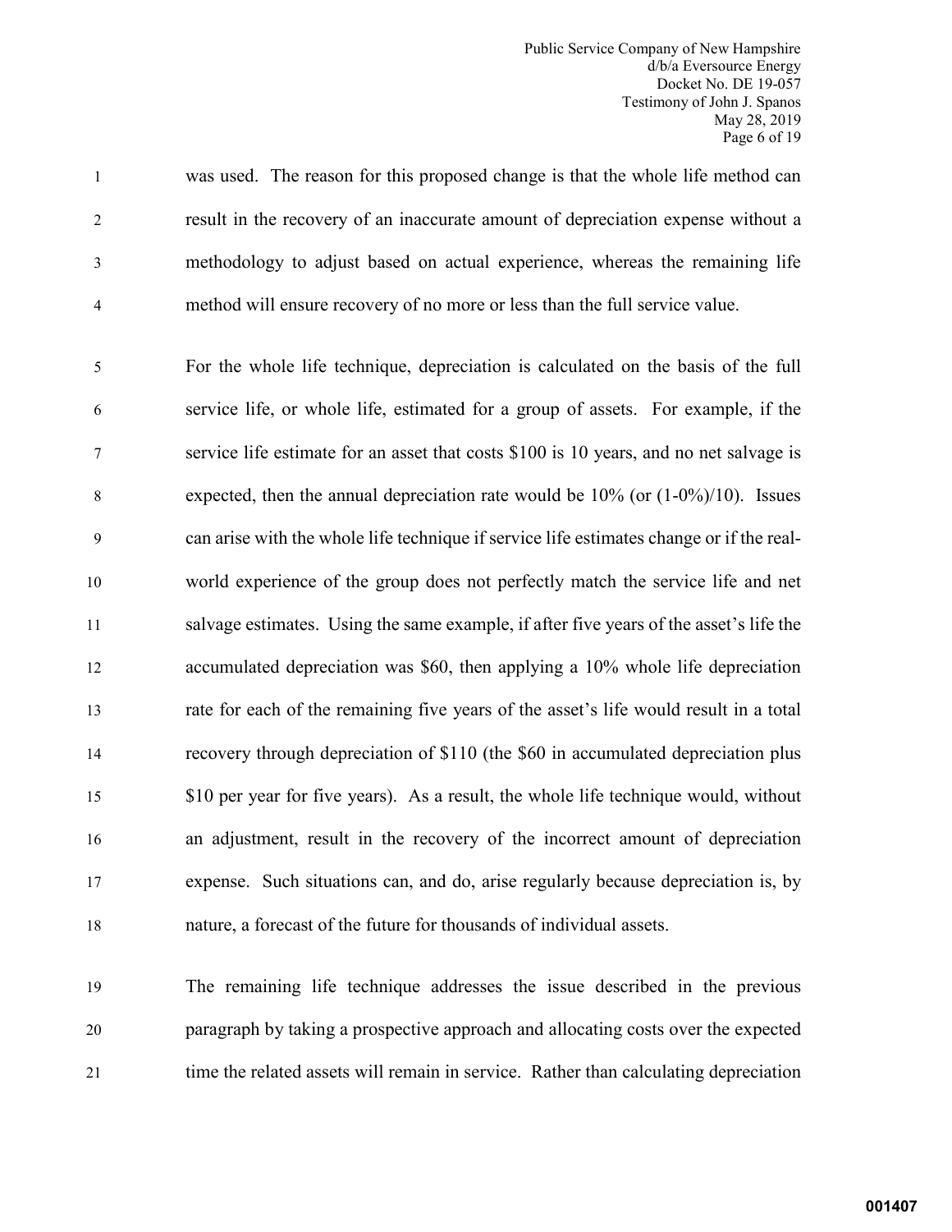was used. The reason for this proposed change is that the whole life method can result in the recovery of an inaccurate amount of depreciation expense without a methodology to adjust based on actual experience, whereas the remaining life method will ensure recovery of no more or less than the full service value.

For the whole life technique, depreciation is calculated on the basis of the full service life, or whole life, estimated for a group of assets. For example, if the service life estimate for an asset that costs $100 is 10 years, and no net salvage is expected, then the annual depreciation rate would be 10% (or (1-0%)/10). Issues can arise with the whole life technique if service life estimates change or if the real-world experience of the group does not perfectly match the service life and net salvage estimates. Using the same example, if after five years of the asset's life the accumulated depreciation was $60, then applying a 10% whole life depreciation rate for each of the remaining five years of the asset's life would result in a total recovery through depreciation of $110 (the $60 in accumulated depreciation plus $10 per year for five years). As a result, the whole life technique would, without an adjustment, result in the recovery of the incorrect amount of depreciation expense. Such situations can, and do, arise regularly because depreciation is, by nature, a forecast of the future for thousands of individual assets.

The remaining life technique addresses the issue described in the previous paragraph by taking a prospective approach and allocating costs over the expected time the related assets will remain in service. Rather than calculating depreciation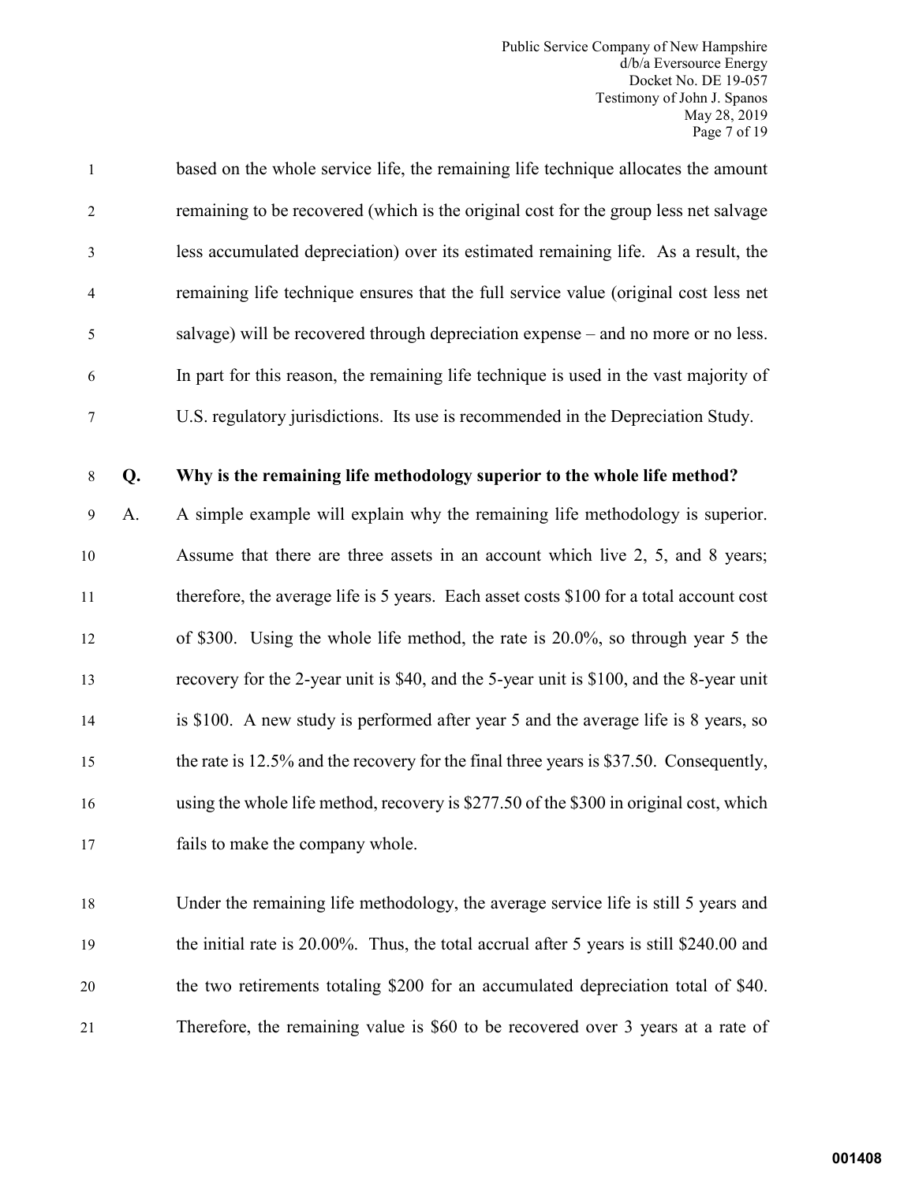based on the whole service life, the remaining life technique allocates the amount remaining to be recovered (which is the original cost for the group less net salvage less accumulated depreciation) over its estimated remaining life. As a result, the remaining life technique ensures that the full service value (original cost less net salvage) will be recovered through depreciation expense – and no more or no less. In part for this reason, the remaining life technique is used in the vast majority of U.S. regulatory jurisdictions. Its use is recommended in the Depreciation Study.

**Q. Why is the remaining life methodology superior to the whole life method?**

A. A simple example will explain why the remaining life methodology is superior. Assume that there are three assets in an account which live 2, 5, and 8 years; therefore, the average life is 5 years. Each asset costs $100 for a total account cost of $300. Using the whole life method, the rate is 20.0%, so through year 5 the recovery for the 2-year unit is $40, and the 5-year unit is $100, and the 8-year unit is $100. A new study is performed after year 5 and the average life is 8 years, so the rate is 12.5% and the recovery for the final three years is $37.50. Consequently, using the whole life method, recovery is $277.50 of the $300 in original cost, which fails to make the company whole.

Under the remaining life methodology, the average service life is still 5 years and the initial rate is 20.00%. Thus, the total accrual after 5 years is still $240.00 and the two retirements totaling $200 for an accumulated depreciation total of $40. Therefore, the remaining value is $60 to be recovered over 3 years at a rate of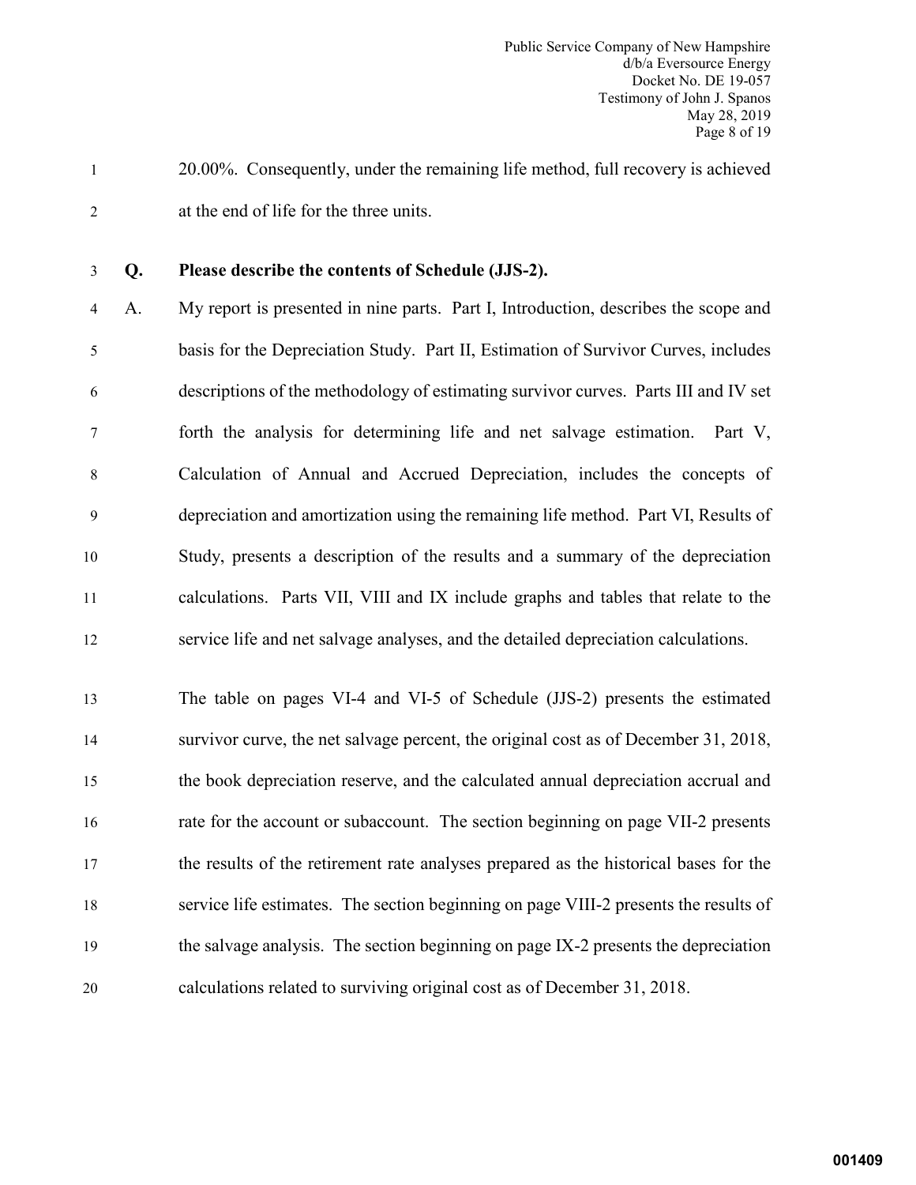20.00%. Consequently, under the remaining life method, full recovery is achieved at the end of life for the three units.

**Q. Please describe the contents of Schedule (JJS-2).**

A. My report is presented in nine parts. Part I, Introduction, describes the scope and basis for the Depreciation Study. Part II, Estimation of Survivor Curves, includes descriptions of the methodology of estimating survivor curves. Parts III and IV set forth the analysis for determining life and net salvage estimation. Part V, Calculation of Annual and Accrued Depreciation, includes the concepts of depreciation and amortization using the remaining life method. Part VI, Results of Study, presents a description of the results and a summary of the depreciation calculations. Parts VII, VIII and IX include graphs and tables that relate to the service life and net salvage analyses, and the detailed depreciation calculations.

The table on pages VI-4 and VI-5 of Schedule (JJS-2) presents the estimated survivor curve, the net salvage percent, the original cost as of December 31, 2018, the book depreciation reserve, and the calculated annual depreciation accrual and rate for the account or subaccount. The section beginning on page VII-2 presents the results of the retirement rate analyses prepared as the historical bases for the service life estimates. The section beginning on page VIII-2 presents the results of the salvage analysis. The section beginning on page IX-2 presents the depreciation calculations related to surviving original cost as of December 31, 2018.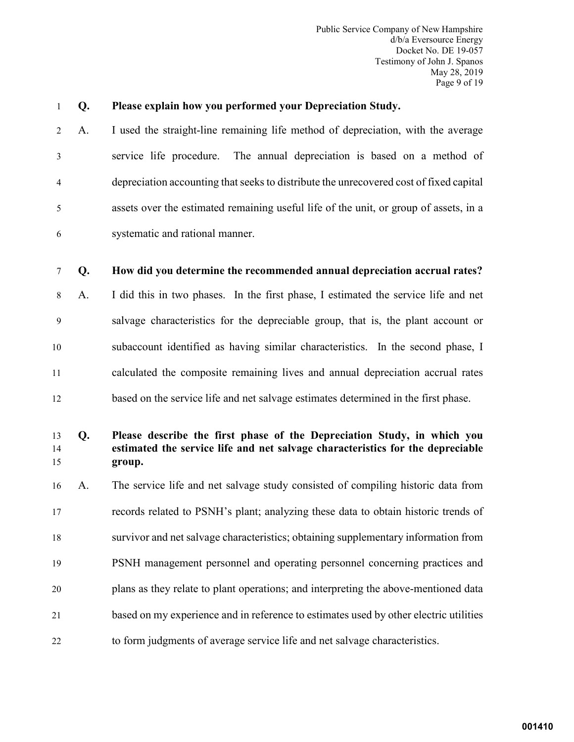**Q. Please explain how you performed your Depreciation Study.**

A. I used the straight-line remaining life method of depreciation, with the average service life procedure. The annual depreciation is based on a method of depreciation accounting that seeks to distribute the unrecovered cost of fixed capital assets over the estimated remaining useful life of the unit, or group of assets, in a systematic and rational manner.

**Q. How did you determine the recommended annual depreciation accrual rates?**

A. I did this in two phases. In the first phase, I estimated the service life and net salvage characteristics for the depreciable group, that is, the plant account or subaccount identified as having similar characteristics. In the second phase, I calculated the composite remaining lives and annual depreciation accrual rates based on the service life and net salvage estimates determined in the first phase.

**Q. Please describe the first phase of the Depreciation Study, in which you estimated the service life and net salvage characteristics for the depreciable group.**

A. The service life and net salvage study consisted of compiling historic data from records related to PSNH's plant; analyzing these data to obtain historic trends of survivor and net salvage characteristics; obtaining supplementary information from PSNH management personnel and operating personnel concerning practices and plans as they relate to plant operations; and interpreting the above-mentioned data based on my experience and in reference to estimates used by other electric utilities to form judgments of average service life and net salvage characteristics.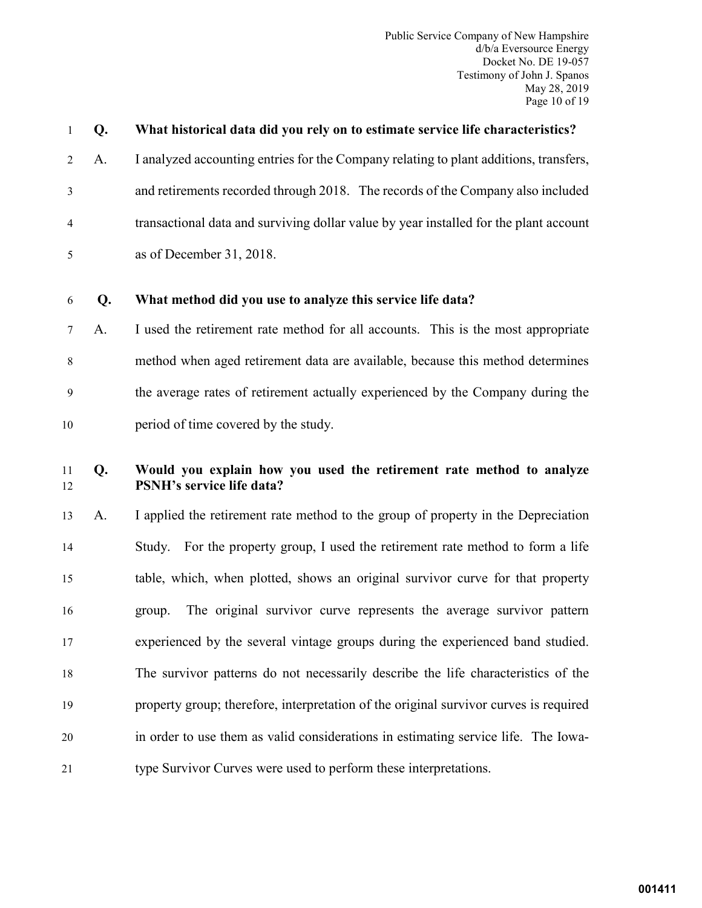**Q. What historical data did you rely on to estimate service life characteristics?**

A. I analyzed accounting entries for the Company relating to plant additions, transfers, and retirements recorded through 2018. The records of the Company also included transactional data and surviving dollar value by year installed for the plant account as of December 31, 2018.

**Q. What method did you use to analyze this service life data?**

A. I used the retirement rate method for all accounts. This is the most appropriate method when aged retirement data are available, because this method determines the average rates of retirement actually experienced by the Company during the period of time covered by the study.

**Q. Would you explain how you used the retirement rate method to analyze PSNH's service life data?**

A. I applied the retirement rate method to the group of property in the Depreciation Study. For the property group, I used the retirement rate method to form a life table, which, when plotted, shows an original survivor curve for that property group. The original survivor curve represents the average survivor pattern experienced by the several vintage groups during the experienced band studied. The survivor patterns do not necessarily describe the life characteristics of the property group; therefore, interpretation of the original survivor curves is required in order to use them as valid considerations in estimating service life. The Iowa-type Survivor Curves were used to perform these interpretations.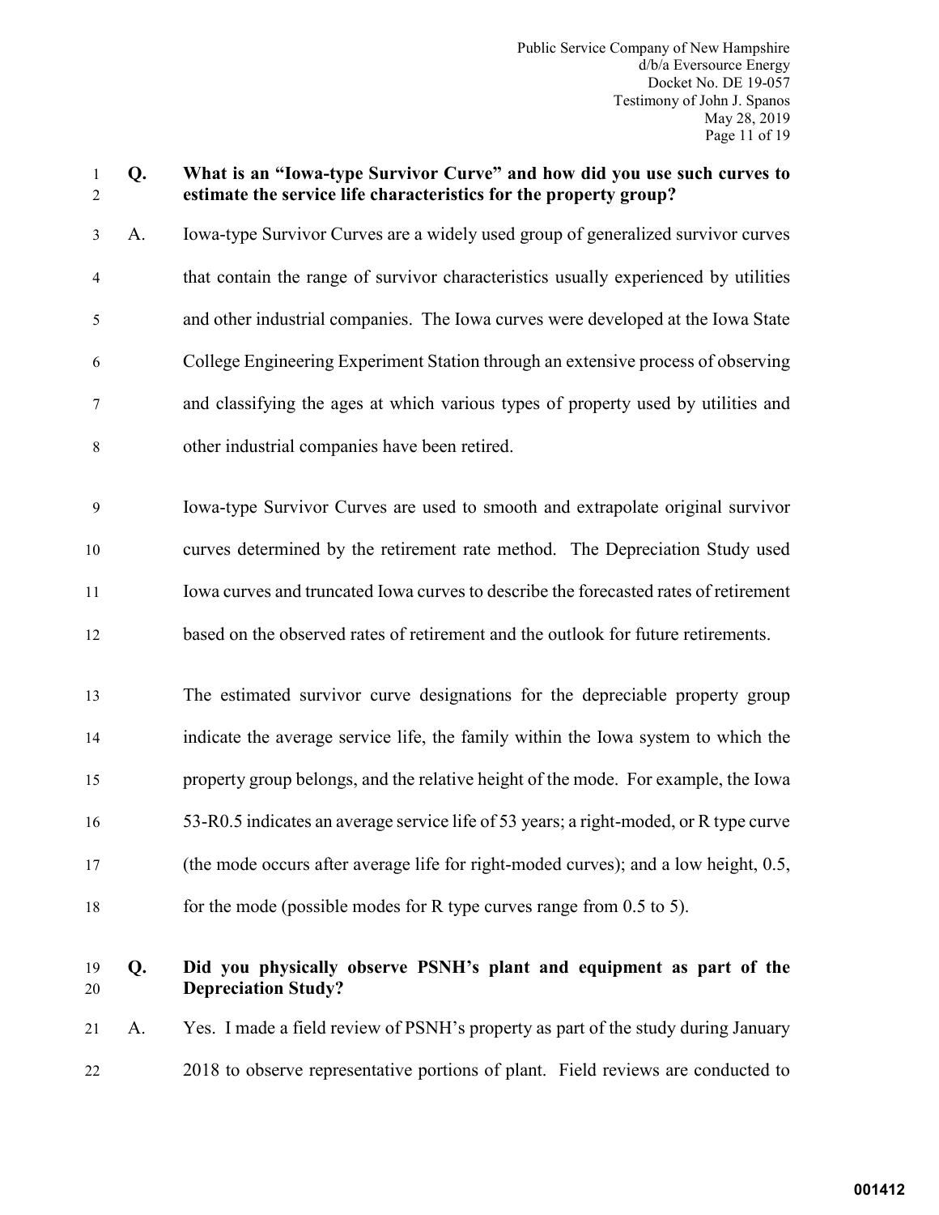**Q. What is an "Iowa-type Survivor Curve" and how did you use such curves to estimate the service life characteristics for the property group?**

A. Iowa-type Survivor Curves are a widely used group of generalized survivor curves that contain the range of survivor characteristics usually experienced by utilities and other industrial companies. The Iowa curves were developed at the Iowa State College Engineering Experiment Station through an extensive process of observing and classifying the ages at which various types of property used by utilities and other industrial companies have been retired.

Iowa-type Survivor Curves are used to smooth and extrapolate original survivor curves determined by the retirement rate method. The Depreciation Study used Iowa curves and truncated Iowa curves to describe the forecasted rates of retirement based on the observed rates of retirement and the outlook for future retirements.

The estimated survivor curve designations for the depreciable property group indicate the average service life, the family within the Iowa system to which the property group belongs, and the relative height of the mode. For example, the Iowa 53-R0.5 indicates an average service life of 53 years; a right-moded, or R type curve (the mode occurs after average life for right-moded curves); and a low height, 0.5, for the mode (possible modes for R type curves range from 0.5 to 5).

**Q. Did you physically observe PSNH's plant and equipment as part of the Depreciation Study?**

A. Yes. I made a field review of PSNH's property as part of the study during January 2018 to observe representative portions of plant. Field reviews are conducted to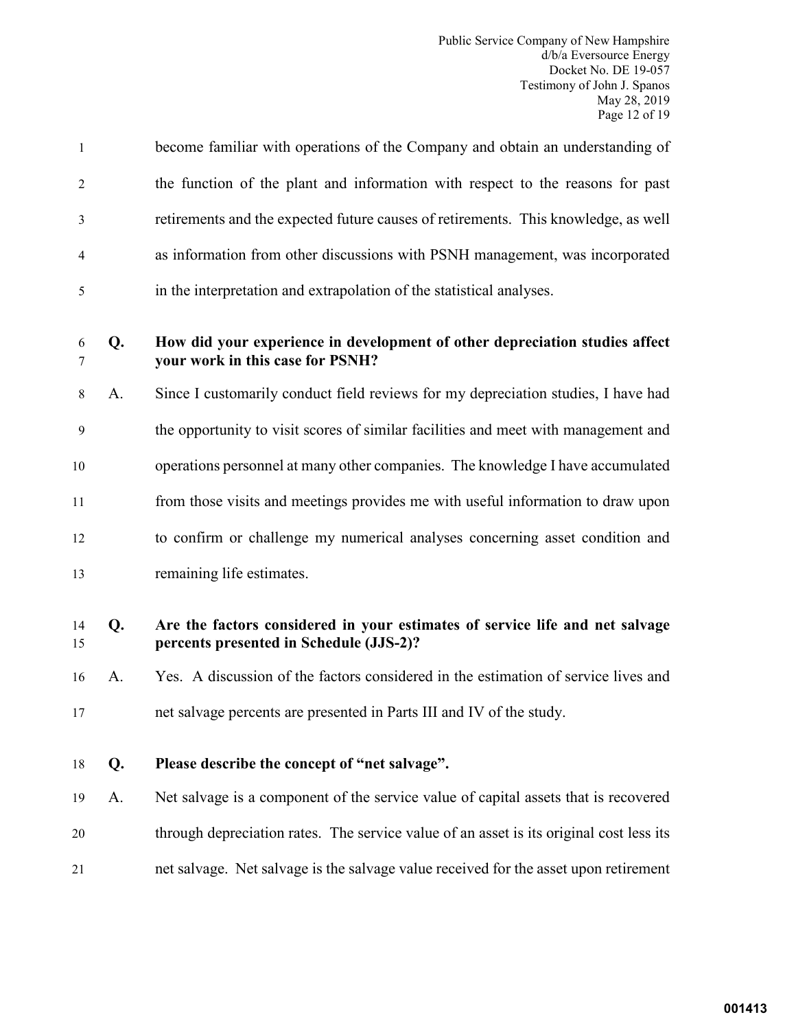become familiar with operations of the Company and obtain an understanding of the function of the plant and information with respect to the reasons for past retirements and the expected future causes of retirements. This knowledge, as well as information from other discussions with PSNH management, was incorporated in the interpretation and extrapolation of the statistical analyses.

**Q. How did your experience in development of other depreciation studies affect your work in this case for PSNH?**

A. Since I customarily conduct field reviews for my depreciation studies, I have had the opportunity to visit scores of similar facilities and meet with management and operations personnel at many other companies. The knowledge I have accumulated from those visits and meetings provides me with useful information to draw upon to confirm or challenge my numerical analyses concerning asset condition and remaining life estimates.

**Q. Are the factors considered in your estimates of service life and net salvage percents presented in Schedule (JJS-2)?**

A. Yes. A discussion of the factors considered in the estimation of service lives and net salvage percents are presented in Parts III and IV of the study.

**Q. Please describe the concept of "net salvage".**

A. Net salvage is a component of the service value of capital assets that is recovered through depreciation rates. The service value of an asset is its original cost less its net salvage. Net salvage is the salvage value received for the asset upon retirement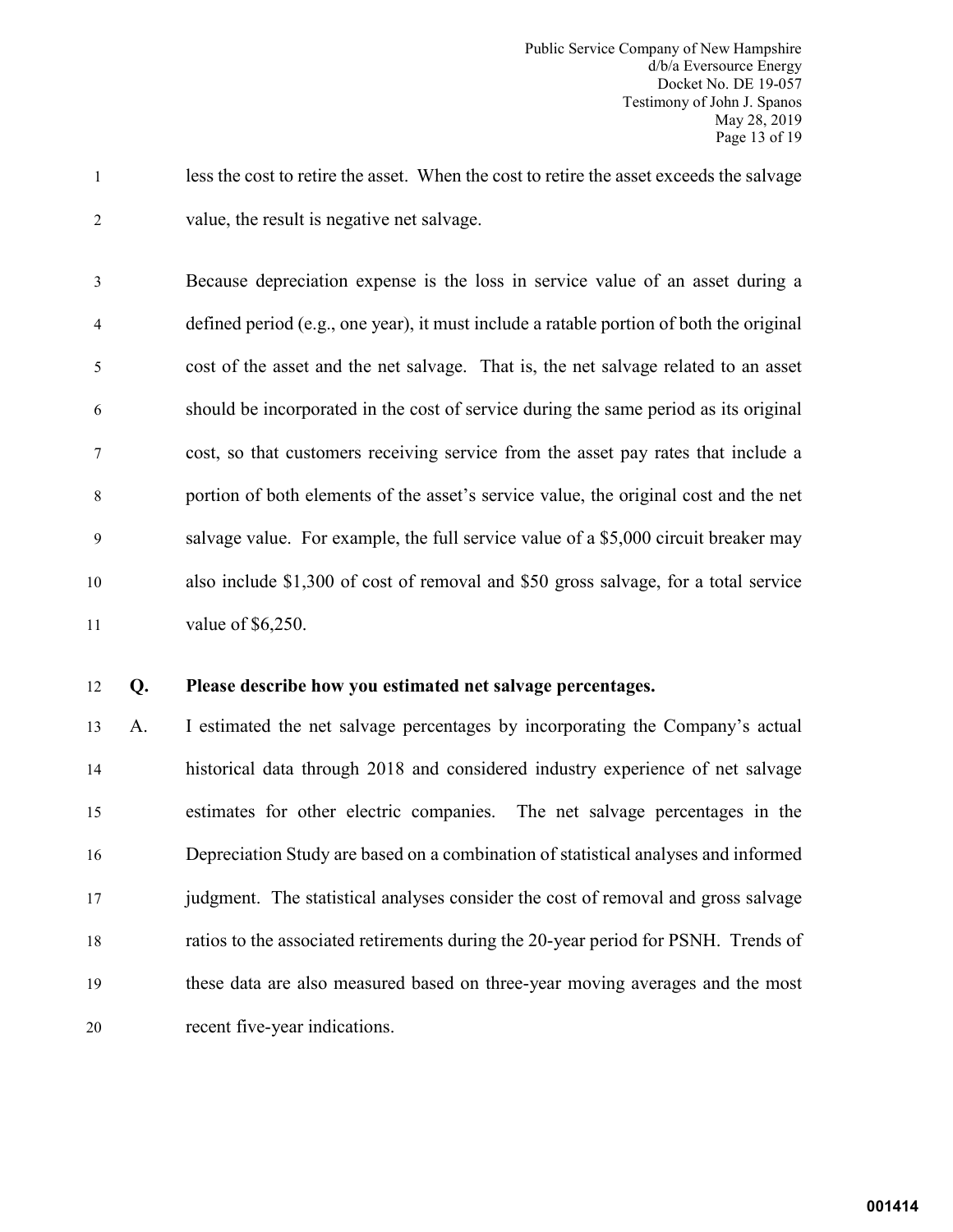less the cost to retire the asset. When the cost to retire the asset exceeds the salvage value, the result is negative net salvage.

Because depreciation expense is the loss in service value of an asset during a defined period (e.g., one year), it must include a ratable portion of both the original cost of the asset and the net salvage. That is, the net salvage related to an asset should be incorporated in the cost of service during the same period as its original cost, so that customers receiving service from the asset pay rates that include a portion of both elements of the asset's service value, the original cost and the net salvage value. For example, the full service value of a $5,000 circuit breaker may also include $1,300 of cost of removal and $50 gross salvage, for a total service value of $6,250.

**Q. Please describe how you estimated net salvage percentages.**

A. I estimated the net salvage percentages by incorporating the Company's actual historical data through 2018 and considered industry experience of net salvage estimates for other electric companies. The net salvage percentages in the Depreciation Study are based on a combination of statistical analyses and informed judgment. The statistical analyses consider the cost of removal and gross salvage ratios to the associated retirements during the 20-year period for PSNH. Trends of these data are also measured based on three-year moving averages and the most recent five-year indications.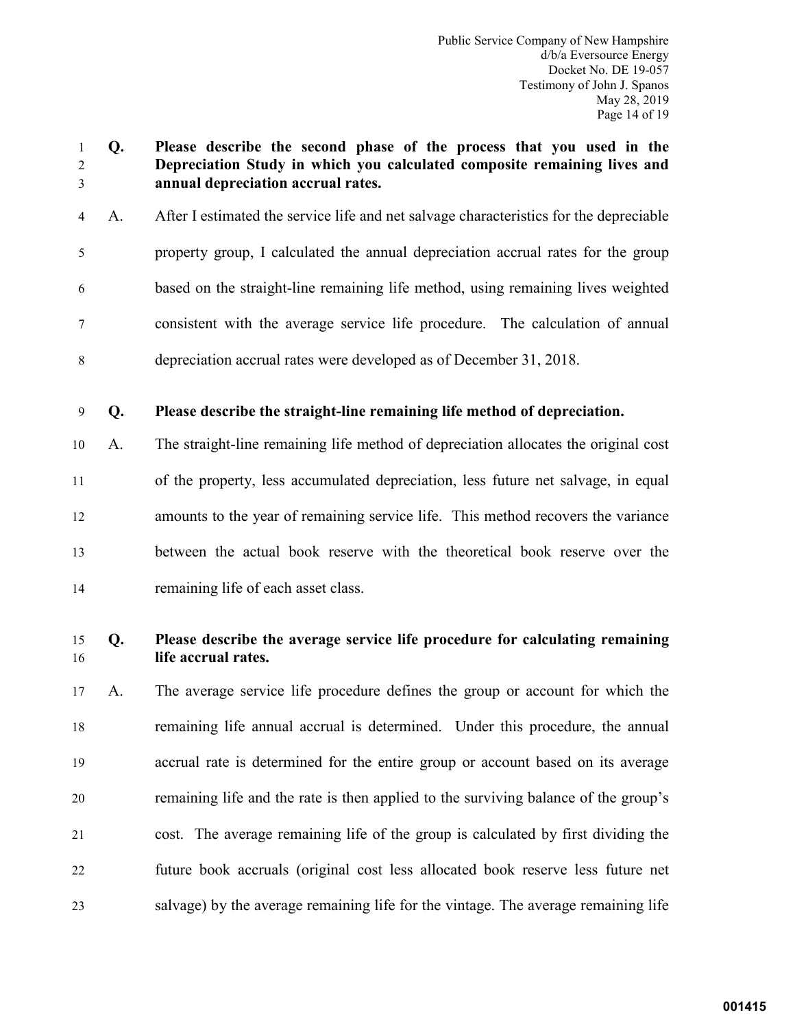**Q. Please describe the second phase of the process that you used in the Depreciation Study in which you calculated composite remaining lives and annual depreciation accrual rates.**

A. After I estimated the service life and net salvage characteristics for the depreciable property group, I calculated the annual depreciation accrual rates for the group based on the straight-line remaining life method, using remaining lives weighted consistent with the average service life procedure. The calculation of annual depreciation accrual rates were developed as of December 31, 2018.

**Q. Please describe the straight-line remaining life method of depreciation.**

A. The straight-line remaining life method of depreciation allocates the original cost of the property, less accumulated depreciation, less future net salvage, in equal amounts to the year of remaining service life. This method recovers the variance between the actual book reserve with the theoretical book reserve over the remaining life of each asset class.

**Q. Please describe the average service life procedure for calculating remaining life accrual rates.**

A. The average service life procedure defines the group or account for which the remaining life annual accrual is determined. Under this procedure, the annual accrual rate is determined for the entire group or account based on its average remaining life and the rate is then applied to the surviving balance of the group's cost. The average remaining life of the group is calculated by first dividing the future book accruals (original cost less allocated book reserve less future net salvage) by the average remaining life for the vintage. The average remaining life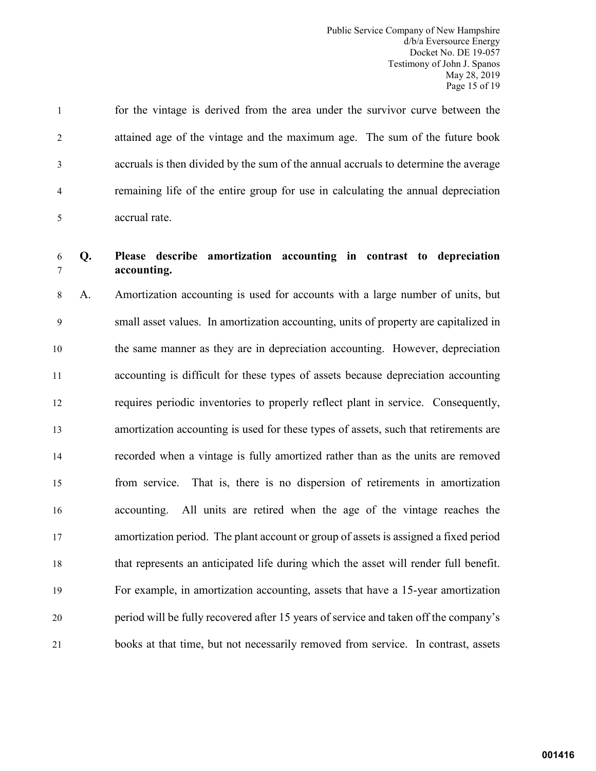for the vintage is derived from the area under the survivor curve between the attained age of the vintage and the maximum age. The sum of the future book accruals is then divided by the sum of the annual accruals to determine the average remaining life of the entire group for use in calculating the annual depreciation accrual rate.

**Q. Please describe amortization accounting in contrast to depreciation accounting.**

A. Amortization accounting is used for accounts with a large number of units, but small asset values. In amortization accounting, units of property are capitalized in the same manner as they are in depreciation accounting. However, depreciation accounting is difficult for these types of assets because depreciation accounting requires periodic inventories to properly reflect plant in service. Consequently, amortization accounting is used for these types of assets, such that retirements are recorded when a vintage is fully amortized rather than as the units are removed from service. That is, there is no dispersion of retirements in amortization accounting. All units are retired when the age of the vintage reaches the amortization period. The plant account or group of assets is assigned a fixed period that represents an anticipated life during which the asset will render full benefit. For example, in amortization accounting, assets that have a 15-year amortization period will be fully recovered after 15 years of service and taken off the company's books at that time, but not necessarily removed from service. In contrast, assets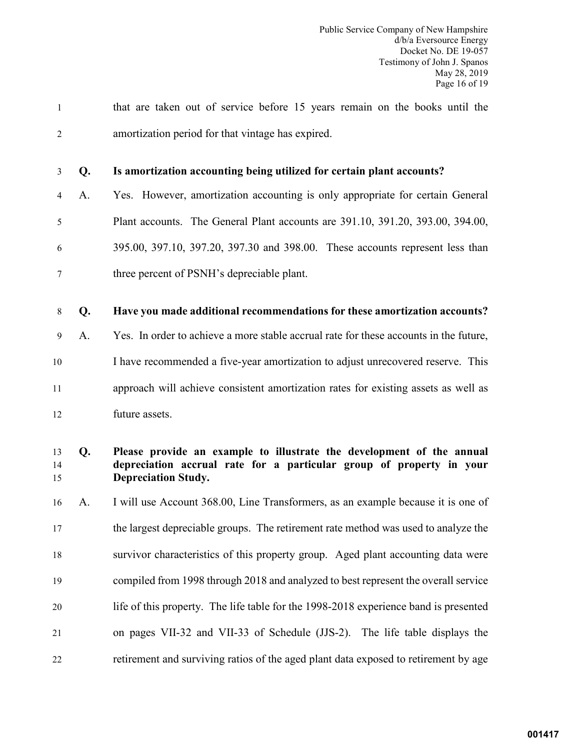that are taken out of service before 15 years remain on the books until the amortization period for that vintage has expired.

**Q. Is amortization accounting being utilized for certain plant accounts?**

A. Yes. However, amortization accounting is only appropriate for certain General Plant accounts. The General Plant accounts are 391.10, 391.20, 393.00, 394.00, 395.00, 397.10, 397.20, 397.30 and 398.00. These accounts represent less than three percent of PSNH's depreciable plant.

**Q. Have you made additional recommendations for these amortization accounts?**

A. Yes. In order to achieve a more stable accrual rate for these accounts in the future, I have recommended a five-year amortization to adjust unrecovered reserve. This approach will achieve consistent amortization rates for existing assets as well as future assets.

**Q. Please provide an example to illustrate the development of the annual depreciation accrual rate for a particular group of property in your Depreciation Study.**

A. I will use Account 368.00, Line Transformers, as an example because it is one of the largest depreciable groups. The retirement rate method was used to analyze the survivor characteristics of this property group. Aged plant accounting data were compiled from 1998 through 2018 and analyzed to best represent the overall service life of this property. The life table for the 1998-2018 experience band is presented on pages VII-32 and VII-33 of Schedule (JJS-2). The life table displays the retirement and surviving ratios of the aged plant data exposed to retirement by age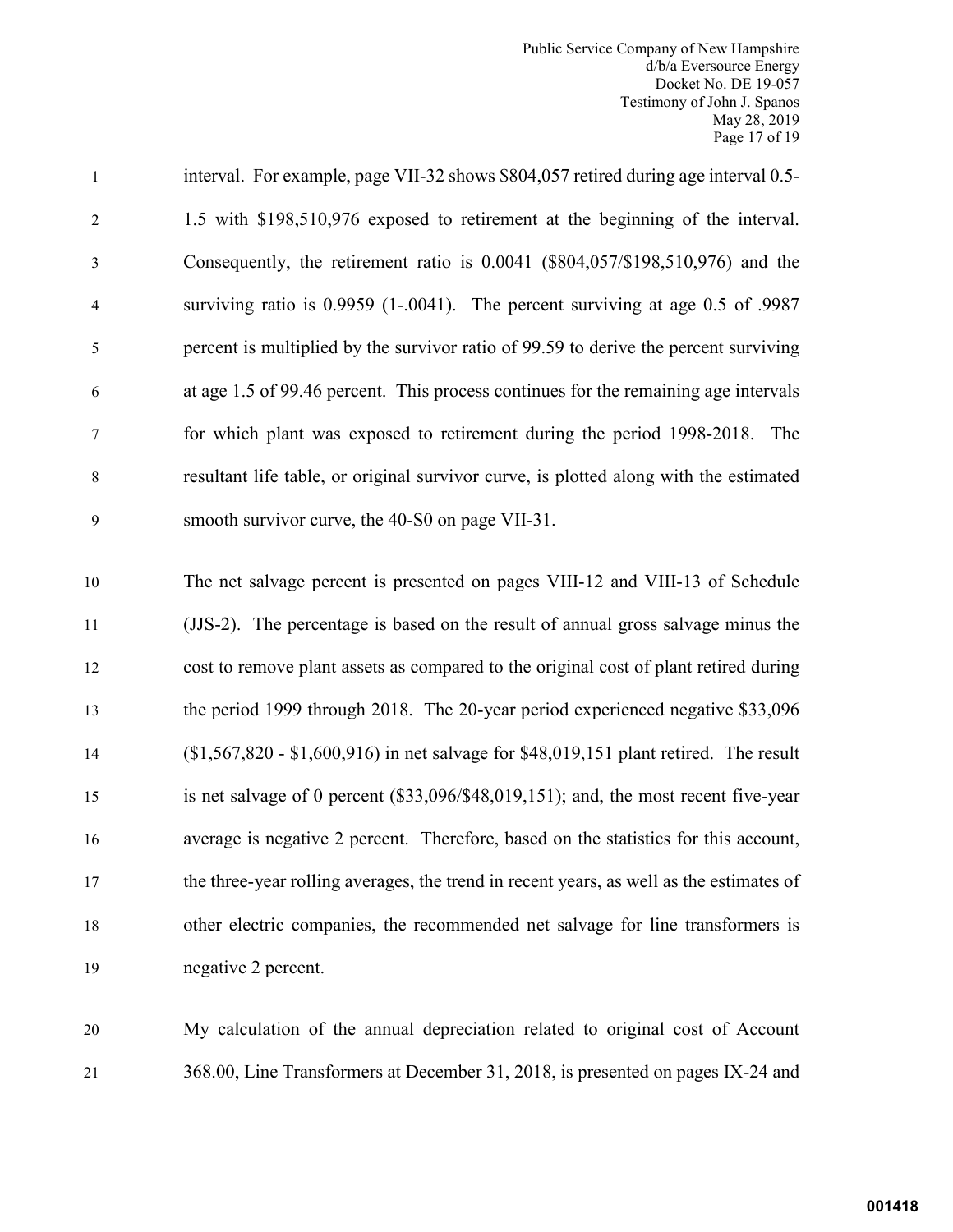interval. For example, page VII-32 shows \$804,057 retired during age interval 0.5-1.5 with \$198,510,976 exposed to retirement at the beginning of the interval. Consequently, the retirement ratio is 0.0041 (\$804,057/\$198,510,976) and the surviving ratio is 0.9959 (1-.0041). The percent surviving at age 0.5 of .9987 percent is multiplied by the survivor ratio of 99.59 to derive the percent surviving at age 1.5 of 99.46 percent. This process continues for the remaining age intervals for which plant was exposed to retirement during the period 1998-2018. The resultant life table, or original survivor curve, is plotted along with the estimated smooth survivor curve, the 40-S0 on page VII-31.

The net salvage percent is presented on pages VIII-12 and VIII-13 of Schedule (JJS-2). The percentage is based on the result of annual gross salvage minus the cost to remove plant assets as compared to the original cost of plant retired during the period 1999 through 2018. The 20-year period experienced negative \$33,096 (\$1,567,820 - \$1,600,916) in net salvage for \$48,019,151 plant retired. The result is net salvage of 0 percent (\$33,096/\$48,019,151); and, the most recent five-year average is negative 2 percent. Therefore, based on the statistics for this account, the three-year rolling averages, the trend in recent years, as well as the estimates of other electric companies, the recommended net salvage for line transformers is negative 2 percent.

My calculation of the annual depreciation related to original cost of Account 368.00, Line Transformers at December 31, 2018, is presented on pages IX-24 and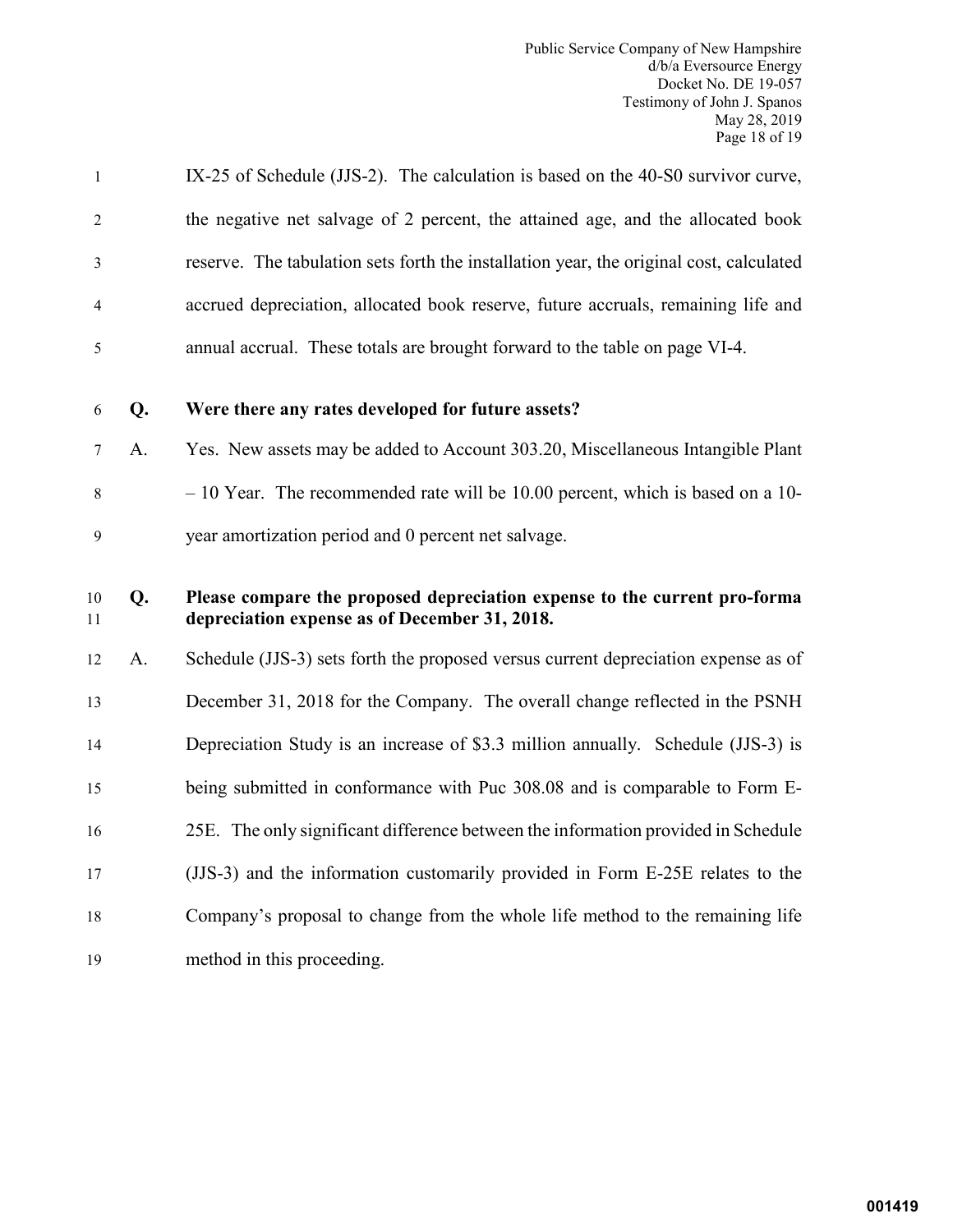IX-25 of Schedule (JJS-2). The calculation is based on the 40-S0 survivor curve, the negative net salvage of 2 percent, the attained age, and the allocated book reserve. The tabulation sets forth the installation year, the original cost, calculated accrued depreciation, allocated book reserve, future accruals, remaining life and annual accrual. These totals are brought forward to the table on page VI-4.

**Q. Were there any rates developed for future assets?**

A. Yes. New assets may be added to Account 303.20, Miscellaneous Intangible Plant – 10 Year. The recommended rate will be 10.00 percent, which is based on a 10-year amortization period and 0 percent net salvage.

**Q. Please compare the proposed depreciation expense to the current pro-forma depreciation expense as of December 31, 2018.**

A. Schedule (JJS-3) sets forth the proposed versus current depreciation expense as of December 31, 2018 for the Company. The overall change reflected in the PSNH Depreciation Study is an increase of $3.3 million annually. Schedule (JJS-3) is being submitted in conformance with Puc 308.08 and is comparable to Form E-25E. The only significant difference between the information provided in Schedule (JJS-3) and the information customarily provided in Form E-25E relates to the Company's proposal to change from the whole life method to the remaining life method in this proceeding.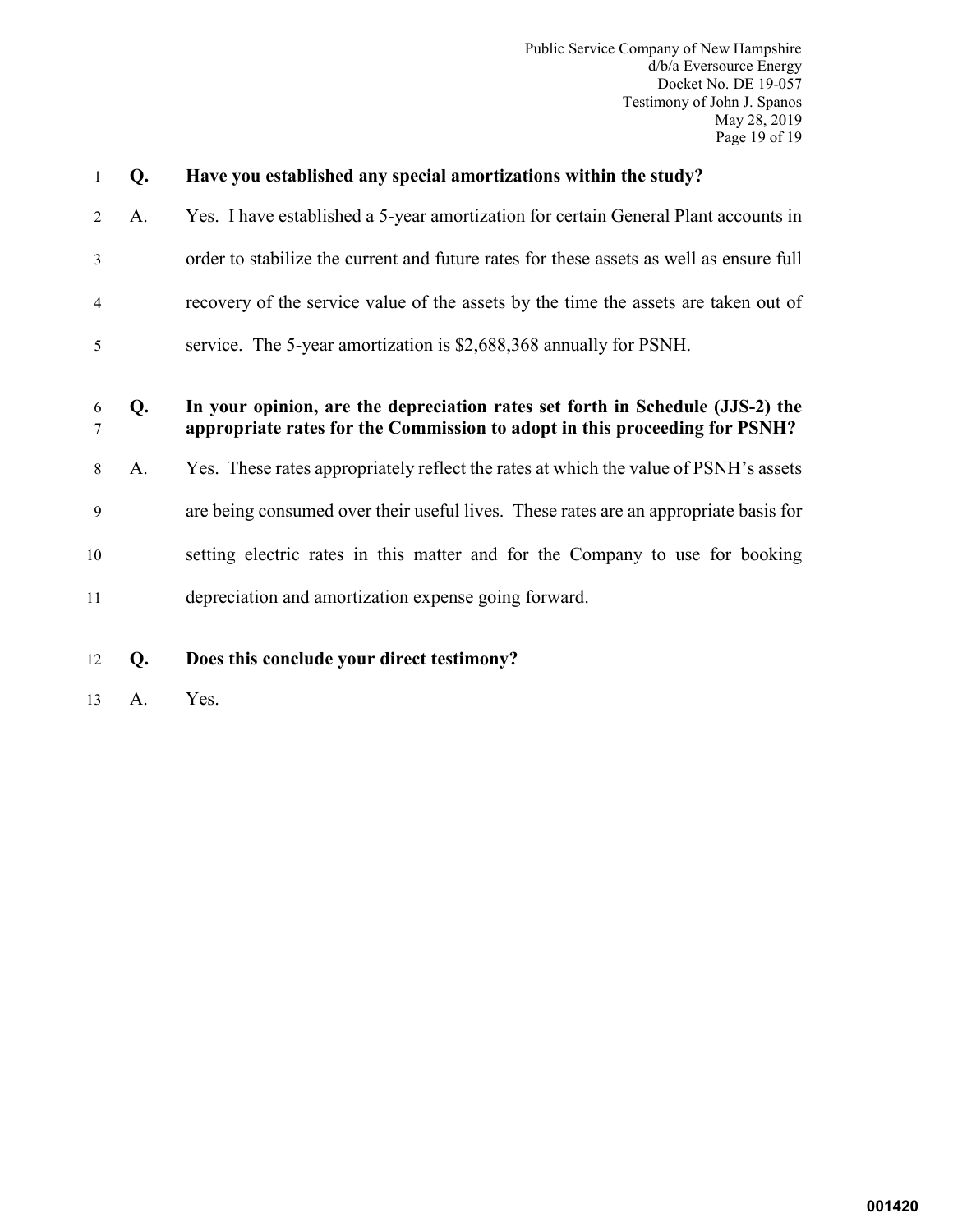**Q. Have you established any special amortizations within the study?**

A. Yes. I have established a 5-year amortization for certain General Plant accounts in order to stabilize the current and future rates for these assets as well as ensure full recovery of the service value of the assets by the time the assets are taken out of service. The 5-year amortization is $2,688,368 annually for PSNH.

**Q. In your opinion, are the depreciation rates set forth in Schedule (JJS-2) the appropriate rates for the Commission to adopt in this proceeding for PSNH?**

A. Yes. These rates appropriately reflect the rates at which the value of PSNH's assets are being consumed over their useful lives. These rates are an appropriate basis for setting electric rates in this matter and for the Company to use for booking depreciation and amortization expense going forward.

**Q. Does this conclude your direct testimony?**

A. Yes.